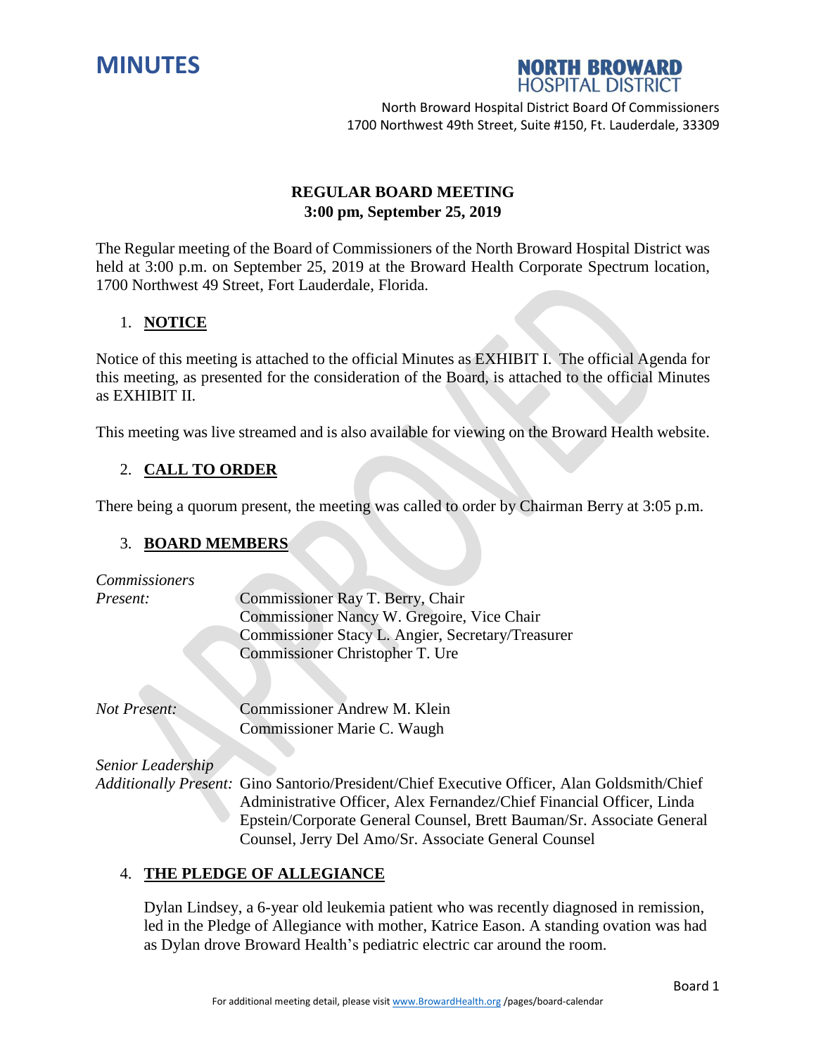# MINUTES

**NORTH BROWARD HOSPITAL DISTRICT**

North Broward Hospital District Board Of Commissioners
1700 Northwest 49th Street, Suite #150, Ft. Lauderdale, 33309

**REGULAR BOARD MEETING**
**3:00 pm, September 25, 2019**

The Regular meeting of the Board of Commissioners of the North Broward Hospital District was held at 3:00 p.m. on September 25, 2019 at the Broward Health Corporate Spectrum location, 1700 Northwest 49 Street, Fort Lauderdale, Florida.

## 1. NOTICE

Notice of this meeting is attached to the official Minutes as EXHIBIT I. The official Agenda for this meeting, as presented for the consideration of the Board, is attached to the official Minutes as EXHIBIT II.

This meeting was live streamed and is also available for viewing on the Broward Health website.

## 2. CALL TO ORDER

There being a quorum present, the meeting was called to order by Chairman Berry at 3:05 p.m.

## 3. BOARD MEMBERS

*Commissioners Present:*
- Commissioner Ray T. Berry, Chair
- Commissioner Nancy W. Gregoire, Vice Chair
- Commissioner Stacy L. Angier, Secretary/Treasurer
- Commissioner Christopher T. Ure

*Not Present:*
- Commissioner Andrew M. Klein
- Commissioner Marie C. Waugh

*Senior Leadership Additionally Present:* Gino Santorio/President/Chief Executive Officer, Alan Goldsmith/Chief Administrative Officer, Alex Fernandez/Chief Financial Officer, Linda Epstein/Corporate General Counsel, Brett Bauman/Sr. Associate General Counsel, Jerry Del Amo/Sr. Associate General Counsel

## 4. THE PLEDGE OF ALLEGIANCE

Dylan Lindsey, a 6-year old leukemia patient who was recently diagnosed in remission, led in the Pledge of Allegiance with mother, Katrice Eason. A standing ovation was had as Dylan drove Broward Health's pediatric electric car around the room.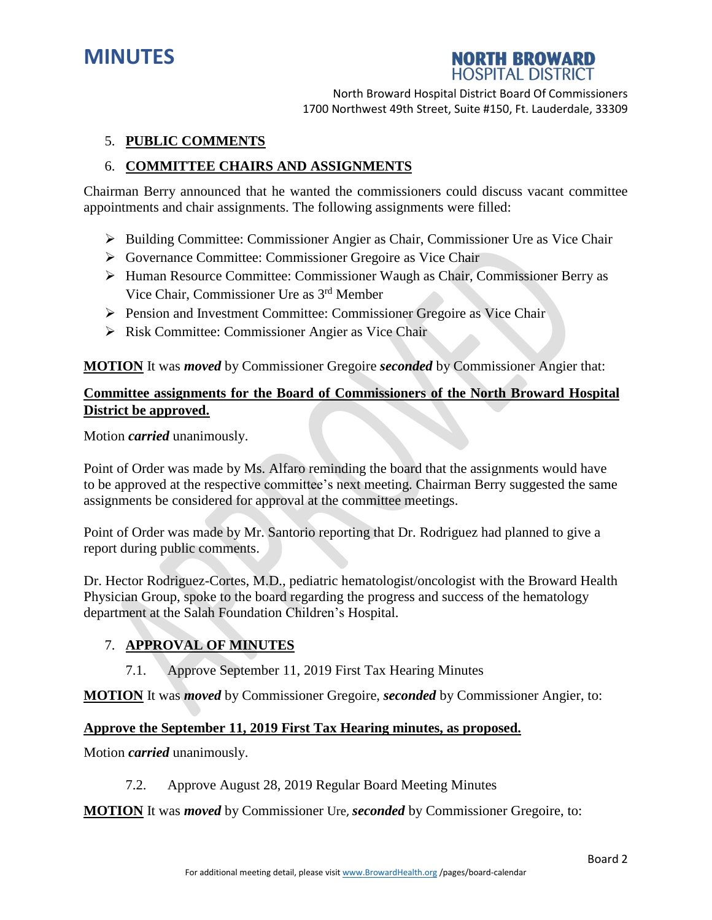5. **PUBLIC COMMENTS**

6. **COMMITTEE CHAIRS AND ASSIGNMENTS**

Chairman Berry announced that he wanted the commissioners could discuss vacant committee appointments and chair assignments. The following assignments were filled:

- Building Committee: Commissioner Angier as Chair, Commissioner Ure as Vice Chair
- Governance Committee: Commissioner Gregoire as Vice Chair
- Human Resource Committee: Commissioner Waugh as Chair, Commissioner Berry as Vice Chair, Commissioner Ure as 3rd Member
- Pension and Investment Committee: Commissioner Gregoire as Vice Chair
- Risk Committee: Commissioner Angier as Vice Chair

**MOTION** It was ***moved*** by Commissioner Gregoire ***seconded*** by Commissioner Angier that:

**Committee assignments for the Board of Commissioners of the North Broward Hospital District be approved.**

Motion ***carried*** unanimously.

Point of Order was made by Ms. Alfaro reminding the board that the assignments would have to be approved at the respective committee's next meeting. Chairman Berry suggested the same assignments be considered for approval at the committee meetings.

Point of Order was made by Mr. Santorio reporting that Dr. Rodriguez had planned to give a report during public comments.

Dr. Hector Rodriguez-Cortes, M.D., pediatric hematologist/oncologist with the Broward Health Physician Group, spoke to the board regarding the progress and success of the hematology department at the Salah Foundation Children's Hospital.

7. **APPROVAL OF MINUTES**

   7.1. Approve September 11, 2019 First Tax Hearing Minutes

**MOTION** It was ***moved*** by Commissioner Gregoire, ***seconded*** by Commissioner Angier, to:

**Approve the September 11, 2019 First Tax Hearing minutes, as proposed.**

Motion ***carried*** unanimously.

   7.2. Approve August 28, 2019 Regular Board Meeting Minutes

**MOTION** It was ***moved*** by Commissioner Ure, ***seconded*** by Commissioner Gregoire, to: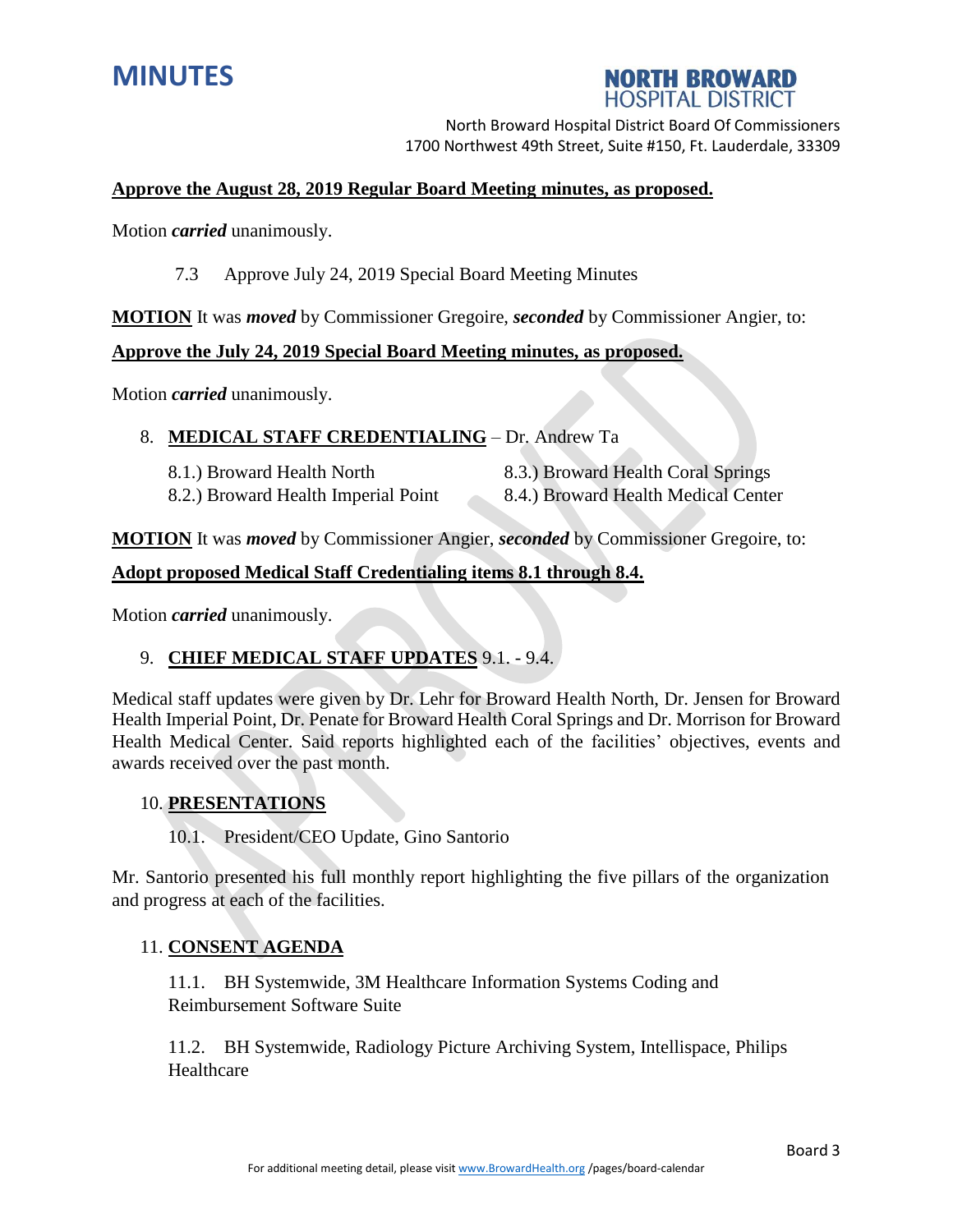**Approve the August 28, 2019 Regular Board Meeting minutes, as proposed.**

Motion ***carried*** unanimously.

7.3 Approve July 24, 2019 Special Board Meeting Minutes

**MOTION** It was ***moved*** by Commissioner Gregoire, ***seconded*** by Commissioner Angier, to:

**Approve the July 24, 2019 Special Board Meeting minutes, as proposed.**

Motion ***carried*** unanimously.

8. **MEDICAL STAFF CREDENTIALING** – Dr. Andrew Ta

8.1.) Broward Health North
8.2.) Broward Health Imperial Point
8.3.) Broward Health Coral Springs
8.4.) Broward Health Medical Center

**MOTION** It was ***moved*** by Commissioner Angier, ***seconded*** by Commissioner Gregoire, to:

**Adopt proposed Medical Staff Credentialing items 8.1 through 8.4.**

Motion ***carried*** unanimously.

9. **CHIEF MEDICAL STAFF UPDATES** 9.1. - 9.4.

Medical staff updates were given by Dr. Lehr for Broward Health North, Dr. Jensen for Broward Health Imperial Point, Dr. Penate for Broward Health Coral Springs and Dr. Morrison for Broward Health Medical Center. Said reports highlighted each of the facilities' objectives, events and awards received over the past month.

10. **PRESENTATIONS**

10.1. President/CEO Update, Gino Santorio

Mr. Santorio presented his full monthly report highlighting the five pillars of the organization and progress at each of the facilities.

11. **CONSENT AGENDA**

11.1. BH Systemwide, 3M Healthcare Information Systems Coding and Reimbursement Software Suite

11.2. BH Systemwide, Radiology Picture Archiving System, Intellispace, Philips Healthcare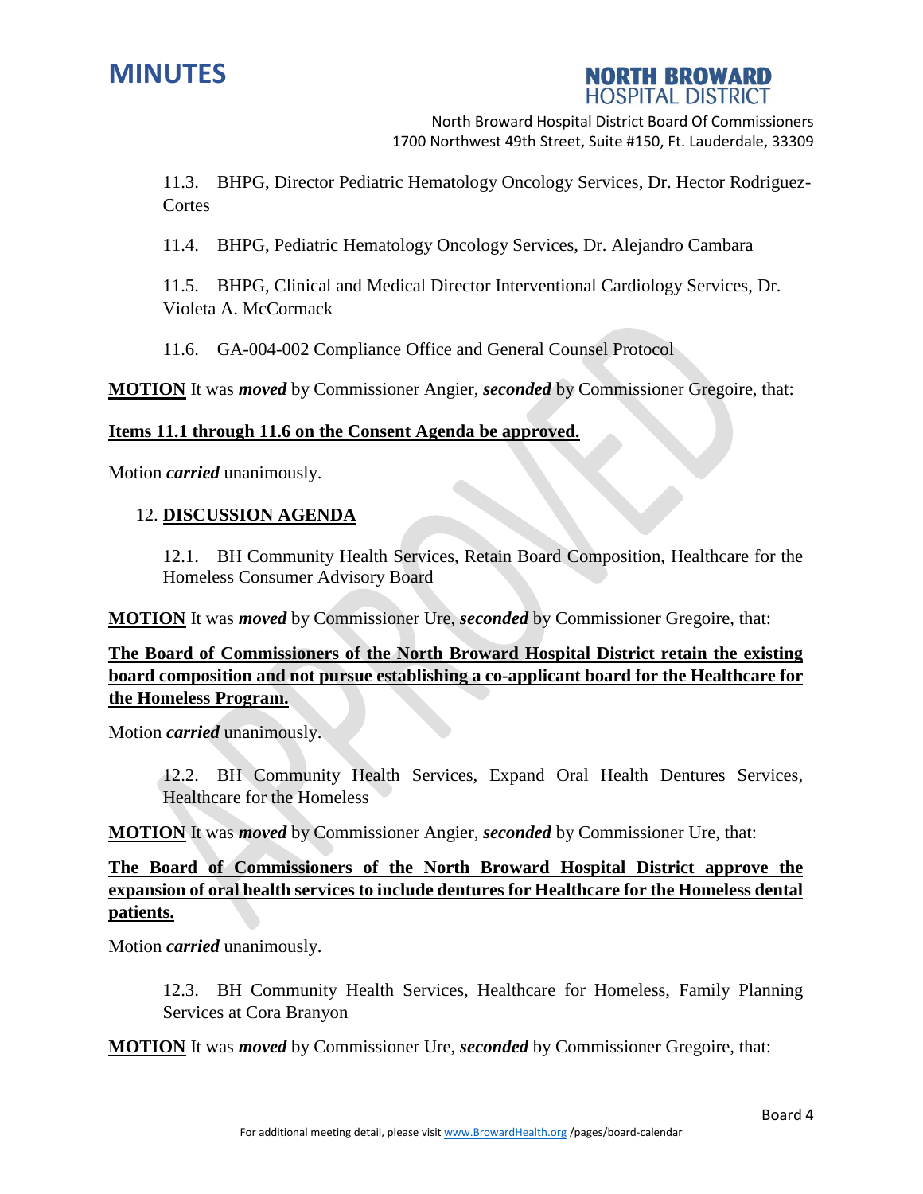11.3. BHPG, Director Pediatric Hematology Oncology Services, Dr. Hector Rodriguez-Cortes

11.4. BHPG, Pediatric Hematology Oncology Services, Dr. Alejandro Cambara

11.5. BHPG, Clinical and Medical Director Interventional Cardiology Services, Dr. Violeta A. McCormack

11.6. GA-004-002 Compliance Office and General Counsel Protocol

**MOTION** It was ***moved*** by Commissioner Angier, ***seconded*** by Commissioner Gregoire, that:

**Items 11.1 through 11.6 on the Consent Agenda be approved.**

Motion ***carried*** unanimously.

12. **DISCUSSION AGENDA**

12.1. BH Community Health Services, Retain Board Composition, Healthcare for the Homeless Consumer Advisory Board

**MOTION** It was ***moved*** by Commissioner Ure, ***seconded*** by Commissioner Gregoire, that:

**The Board of Commissioners of the North Broward Hospital District retain the existing board composition and not pursue establishing a co-applicant board for the Healthcare for the Homeless Program.**

Motion ***carried*** unanimously.

12.2. BH Community Health Services, Expand Oral Health Dentures Services, Healthcare for the Homeless

**MOTION** It was ***moved*** by Commissioner Angier, ***seconded*** by Commissioner Ure, that:

**The Board of Commissioners of the North Broward Hospital District approve the expansion of oral health services to include dentures for Healthcare for the Homeless dental patients.**

Motion ***carried*** unanimously.

12.3. BH Community Health Services, Healthcare for Homeless, Family Planning Services at Cora Branyon

**MOTION** It was ***moved*** by Commissioner Ure, ***seconded*** by Commissioner Gregoire, that: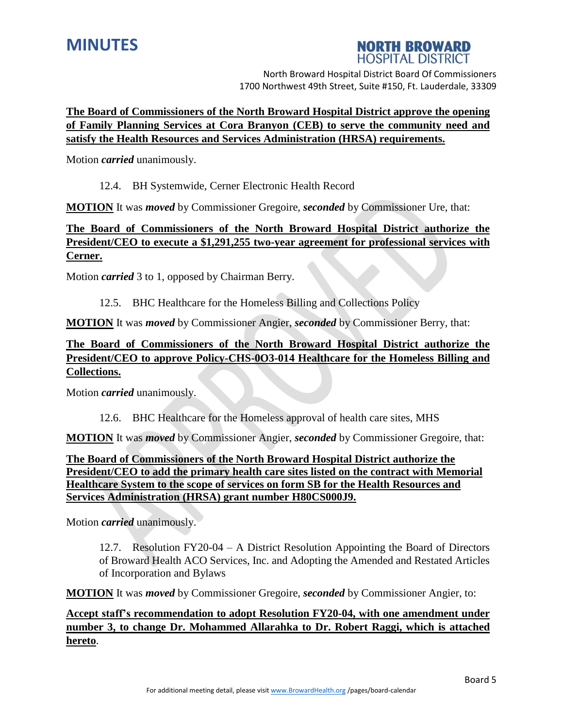**The Board of Commissioners of the North Broward Hospital District approve the opening of Family Planning Services at Cora Branyon (CEB) to serve the community need and satisfy the Health Resources and Services Administration (HRSA) requirements.**

Motion ***carried*** unanimously.

12.4. BH Systemwide, Cerner Electronic Health Record

**MOTION** It was ***moved*** by Commissioner Gregoire, ***seconded*** by Commissioner Ure, that:

**The Board of Commissioners of the North Broward Hospital District authorize the President/CEO to execute a $1,291,255 two-year agreement for professional services with Cerner.**

Motion ***carried*** 3 to 1, opposed by Chairman Berry.

12.5. BHC Healthcare for the Homeless Billing and Collections Policy

**MOTION** It was ***moved*** by Commissioner Angier, ***seconded*** by Commissioner Berry, that:

**The Board of Commissioners of the North Broward Hospital District authorize the President/CEO to approve Policy-CHS-0O3-014 Healthcare for the Homeless Billing and Collections.**

Motion ***carried*** unanimously.

12.6. BHC Healthcare for the Homeless approval of health care sites, MHS

**MOTION** It was ***moved*** by Commissioner Angier, ***seconded*** by Commissioner Gregoire, that:

**The Board of Commissioners of the North Broward Hospital District authorize the President/CEO to add the primary health care sites listed on the contract with Memorial Healthcare System to the scope of services on form SB for the Health Resources and Services Administration (HRSA) grant number H80CS000J9.**

Motion ***carried*** unanimously.

12.7. Resolution FY20-04 – A District Resolution Appointing the Board of Directors of Broward Health ACO Services, Inc. and Adopting the Amended and Restated Articles of Incorporation and Bylaws

**MOTION** It was ***moved*** by Commissioner Gregoire, ***seconded*** by Commissioner Angier, to:

**Accept staff's recommendation to adopt Resolution FY20-04, with one amendment under number 3, to change Dr. Mohammed Allarahka to Dr. Robert Raggi, which is attached hereto**.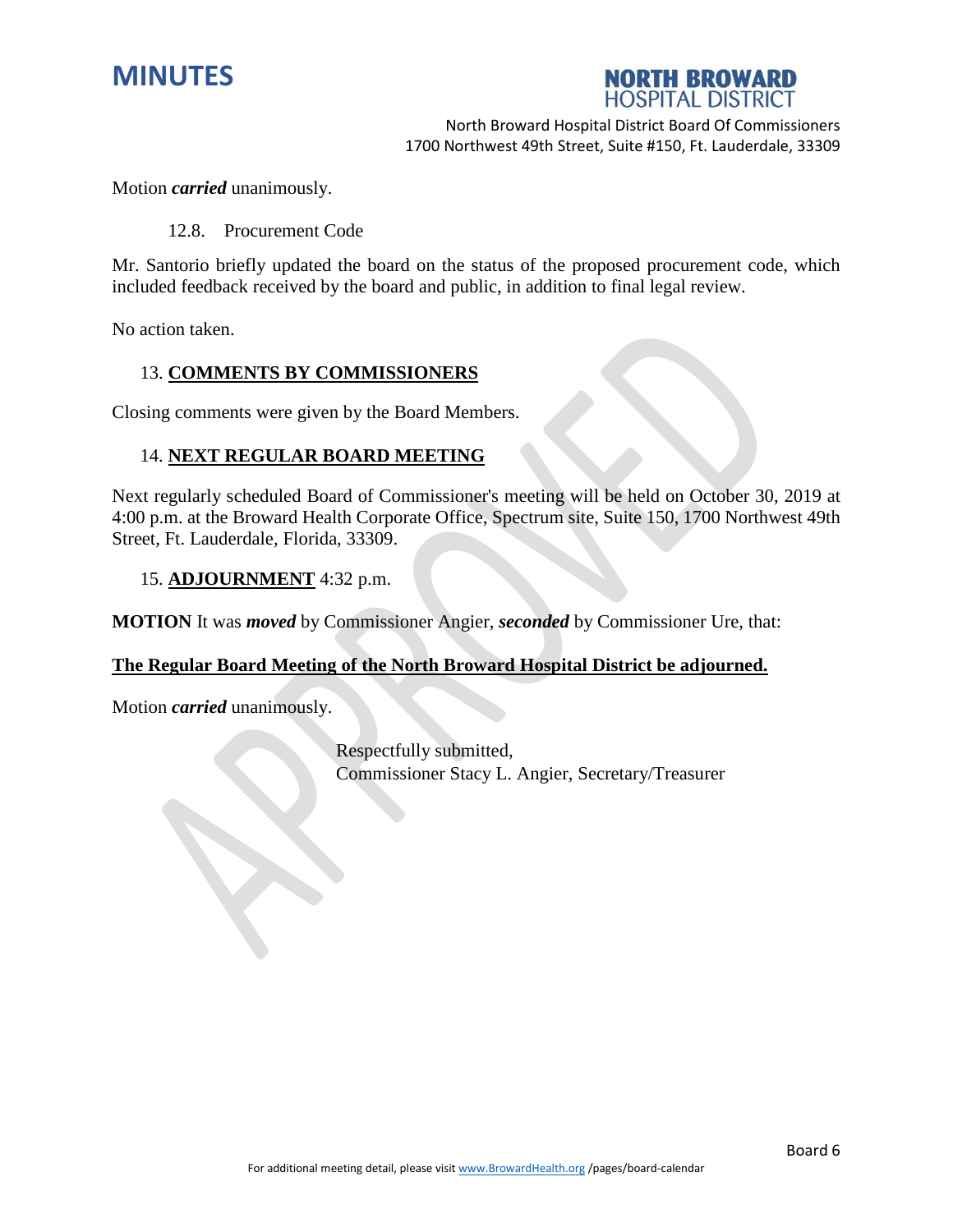Motion ***carried*** unanimously.

12.8. Procurement Code

Mr. Santorio briefly updated the board on the status of the proposed procurement code, which included feedback received by the board and public, in addition to final legal review.

No action taken.

## 13. COMMENTS BY COMMISSIONERS

Closing comments were given by the Board Members.

## 14. NEXT REGULAR BOARD MEETING

Next regularly scheduled Board of Commissioner's meeting will be held on October 30, 2019 at 4:00 p.m. at the Broward Health Corporate Office, Spectrum site, Suite 150, 1700 Northwest 49th Street, Ft. Lauderdale, Florida, 33309.

## 15. ADJOURNMENT 4:32 p.m.

**MOTION** It was ***moved*** by Commissioner Angier, ***seconded*** by Commissioner Ure, that:

**The Regular Board Meeting of the North Broward Hospital District be adjourned.**

Motion ***carried*** unanimously.

Respectfully submitted,
Commissioner Stacy L. Angier, Secretary/Treasurer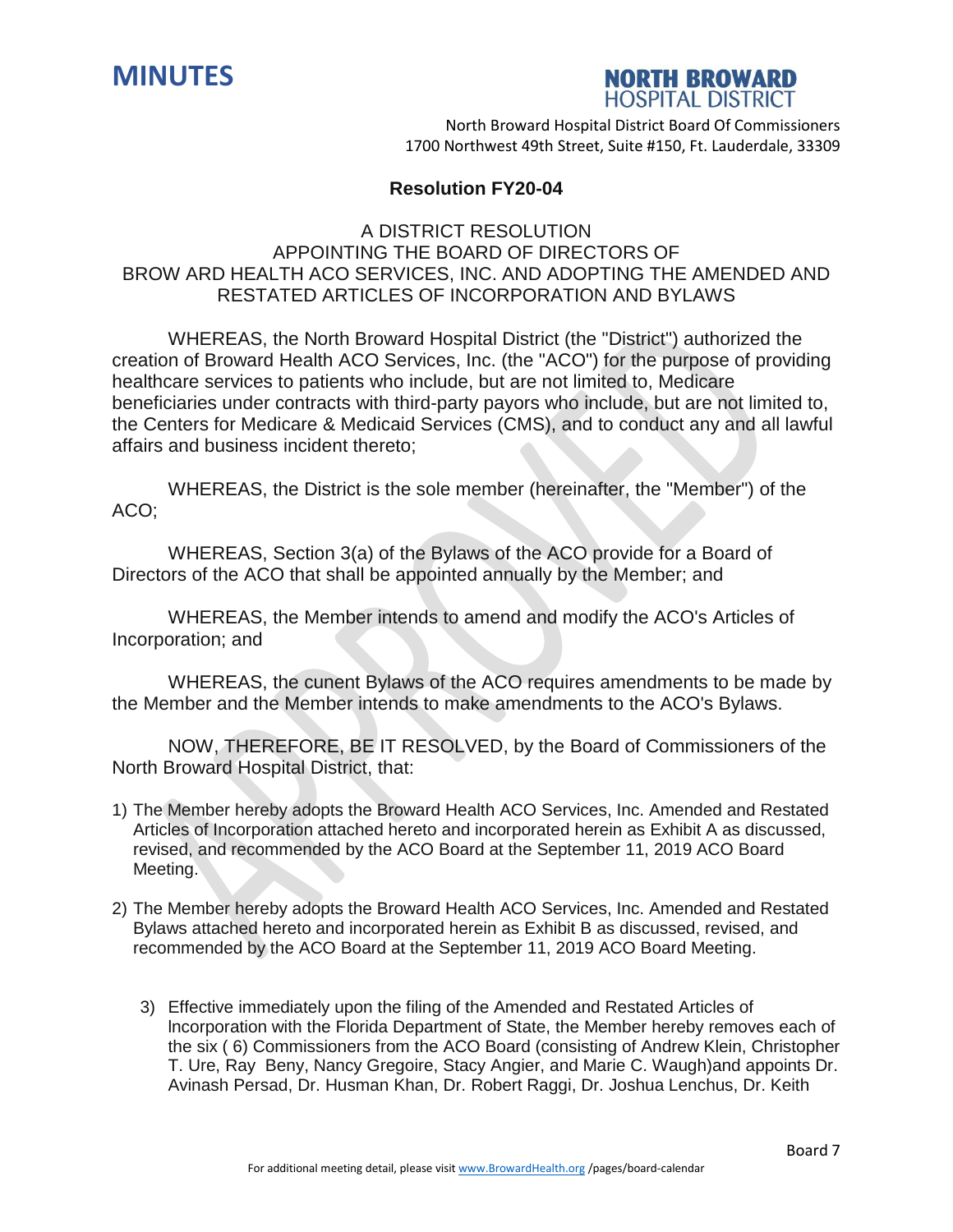# MINUTES

**NORTH BROWARD**
HOSPITAL DISTRICT

North Broward Hospital District Board Of Commissioners
1700 Northwest 49th Street, Suite #150, Ft. Lauderdale, 33309

## Resolution FY20-04

A DISTRICT RESOLUTION
APPOINTING THE BOARD OF DIRECTORS OF
BROW ARD HEALTH ACO SERVICES, INC. AND ADOPTING THE AMENDED AND RESTATED ARTICLES OF INCORPORATION AND BYLAWS

WHEREAS, the North Broward Hospital District (the "District") authorized the creation of Broward Health ACO Services, Inc. (the "ACO") for the purpose of providing healthcare services to patients who include, but are not limited to, Medicare beneficiaries under contracts with third-party payors who include, but are not limited to, the Centers for Medicare & Medicaid Services (CMS), and to conduct any and all lawful affairs and business incident thereto;

WHEREAS, the District is the sole member (hereinafter, the "Member") of the ACO;

WHEREAS, Section 3(a) of the Bylaws of the ACO provide for a Board of Directors of the ACO that shall be appointed annually by the Member; and

WHEREAS, the Member intends to amend and modify the ACO's Articles of Incorporation; and

WHEREAS, the cunent Bylaws of the ACO requires amendments to be made by the Member and the Member intends to make amendments to the ACO's Bylaws.

NOW, THEREFORE, BE IT RESOLVED, by the Board of Commissioners of the North Broward Hospital District, that:

1) The Member hereby adopts the Broward Health ACO Services, Inc. Amended and Restated Articles of Incorporation attached hereto and incorporated herein as Exhibit A as discussed, revised, and recommended by the ACO Board at the September 11, 2019 ACO Board Meeting.

2) The Member hereby adopts the Broward Health ACO Services, Inc. Amended and Restated Bylaws attached hereto and incorporated herein as Exhibit B as discussed, revised, and recommended by the ACO Board at the September 11, 2019 ACO Board Meeting.

3) Effective immediately upon the filing of the Amended and Restated Articles of lncorporation with the Florida Department of State, the Member hereby removes each of the six ( 6) Commissioners from the ACO Board (consisting of Andrew Klein, Christopher T. Ure, Ray Beny, Nancy Gregoire, Stacy Angier, and Marie C. Waugh)and appoints Dr. Avinash Persad, Dr. Husman Khan, Dr. Robert Raggi, Dr. Joshua Lenchus, Dr. Keith

For additional meeting detail, please visit www.BrowardHealth.org /pages/board-calendar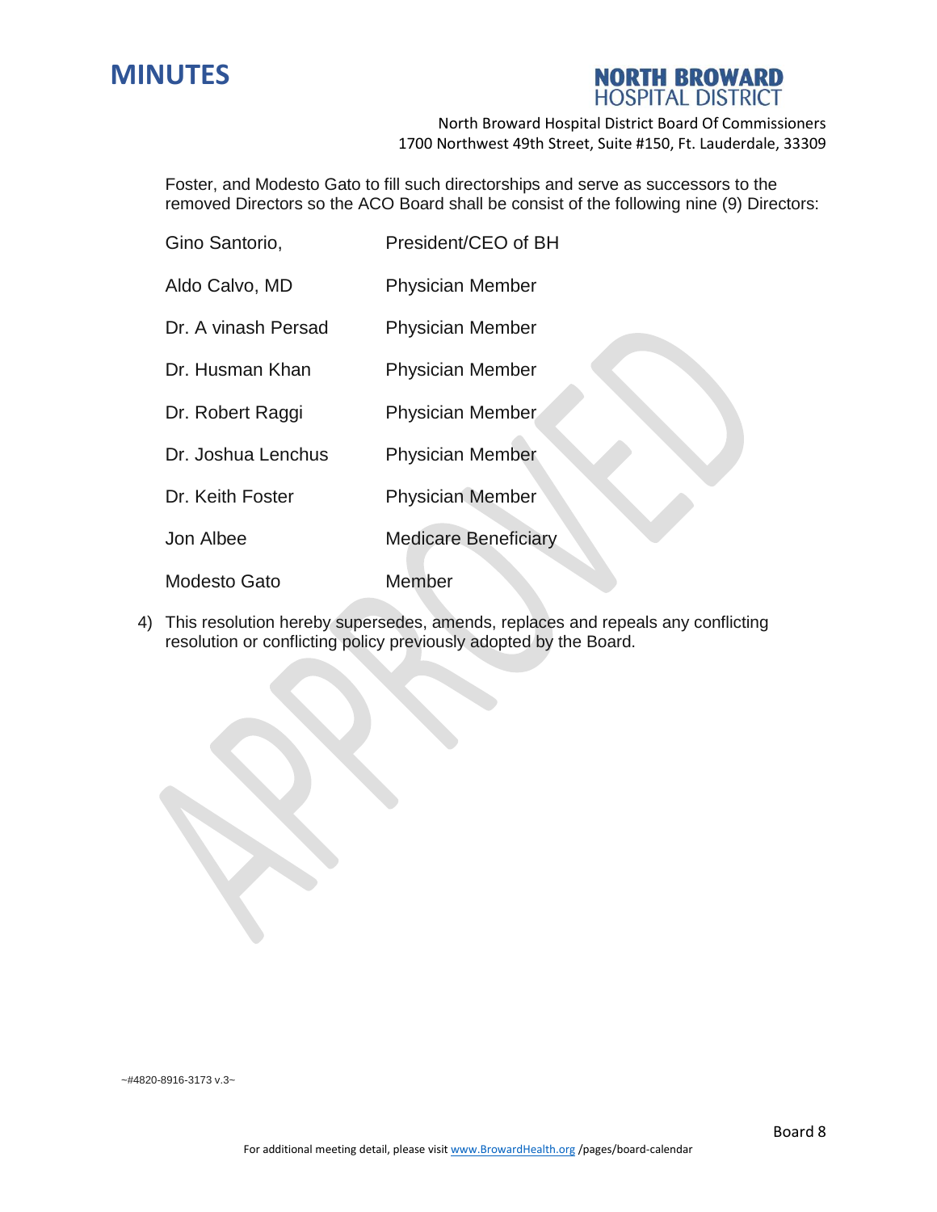Foster, and Modesto Gato to fill such directorships and serve as successors to the removed Directors so the ACO Board shall be consist of the following nine (9) Directors:

| | |
|---|---|
| Gino Santorio, | President/CEO of BH |
| Aldo Calvo, MD | Physician Member |
| Dr. A vinash Persad | Physician Member |
| Dr. Husman Khan | Physician Member |
| Dr. Robert Raggi | Physician Member |
| Dr. Joshua Lenchus | Physician Member |
| Dr. Keith Foster | Physician Member |
| Jon Albee | Medicare Beneficiary |
| Modesto Gato | Member |

4) This resolution hereby supersedes, amends, replaces and repeals any conflicting resolution or conflicting policy previously adopted by the Board.

~#4820-8916-3173 v.3~